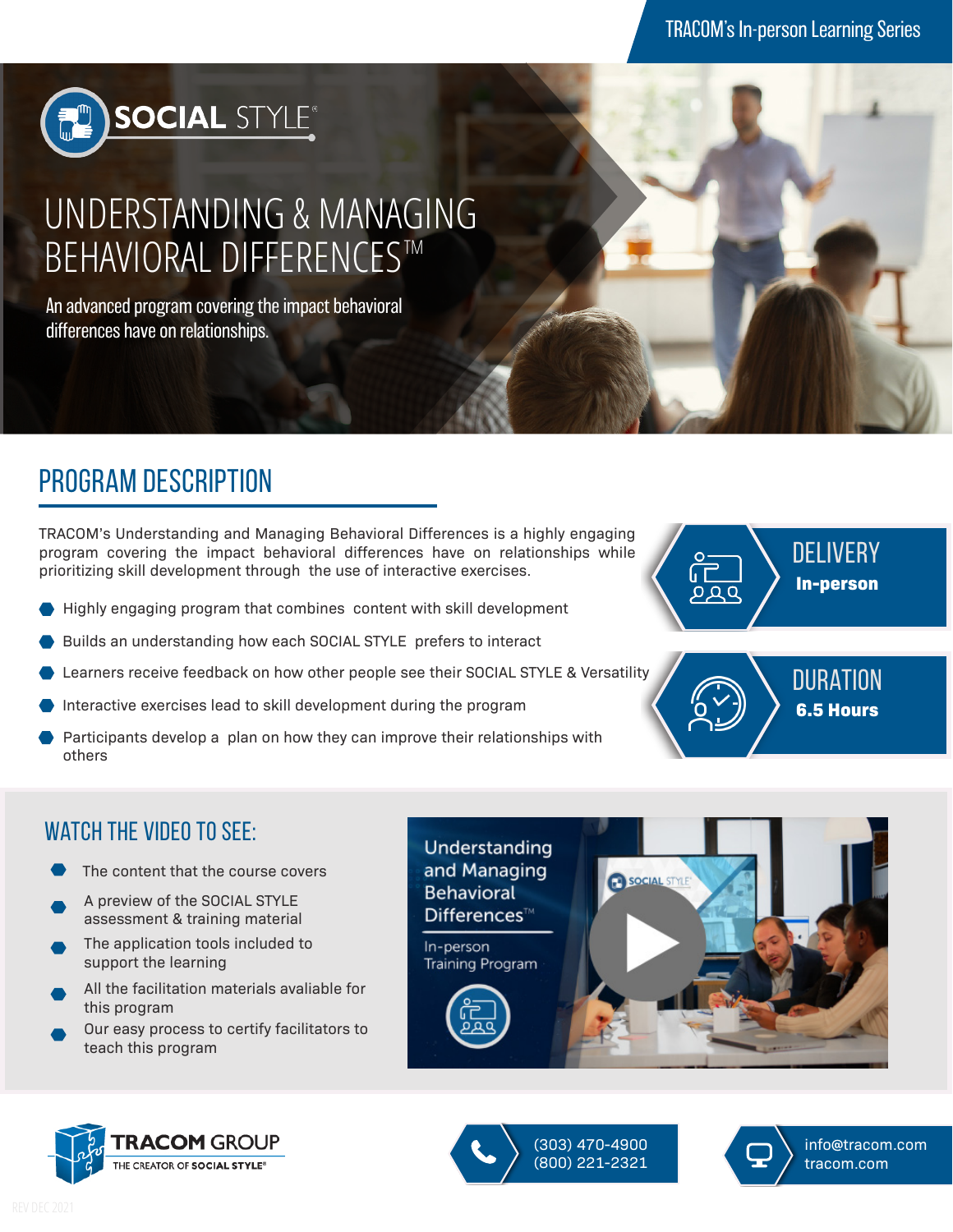TRACOM's In-person Learning Series

SOCIAL STYLE®

# UNDERSTANDING & MANAGING BEHAVIORAL DIFFERENCES™

An advanced program covering the impact behavioral differences have on relationships.

## PROGRAM DESCRIPTION

TRACOM's Understanding and Managing Behavioral Differences is a highly engaging program covering the impact behavioral differences have on relationships while prioritizing skill development through the use of interactive exercises.

- Highly engaging program that combines content with skill development
- Builds an understanding how each SOCIAL STYLE prefers to interact
- Learners receive feedback on how other people see their SOCIAL STYLE & Versatility
- Interactive exercises lead to skill development during the program
- Participants develop a plan on how they can improve their relationships with others

**DELIVERY**
**In-person**

**DURATION**
**6.5 Hours**

## WATCH THE VIDEO TO SEE:

- The content that the course covers
- A preview of the SOCIAL STYLE assessment & training material
- The application tools included to support the learning
- All the facilitation materials avaliable for this program
- Our easy process to certify facilitators to teach this program

Understanding and Managing Behavioral Differences™
In-person Training Program

TRACOM GROUP
THE CREATOR OF SOCIAL STYLE®

(303) 470-4900
(800) 221-2321

info@tracom.com
tracom.com

REV DEC 2021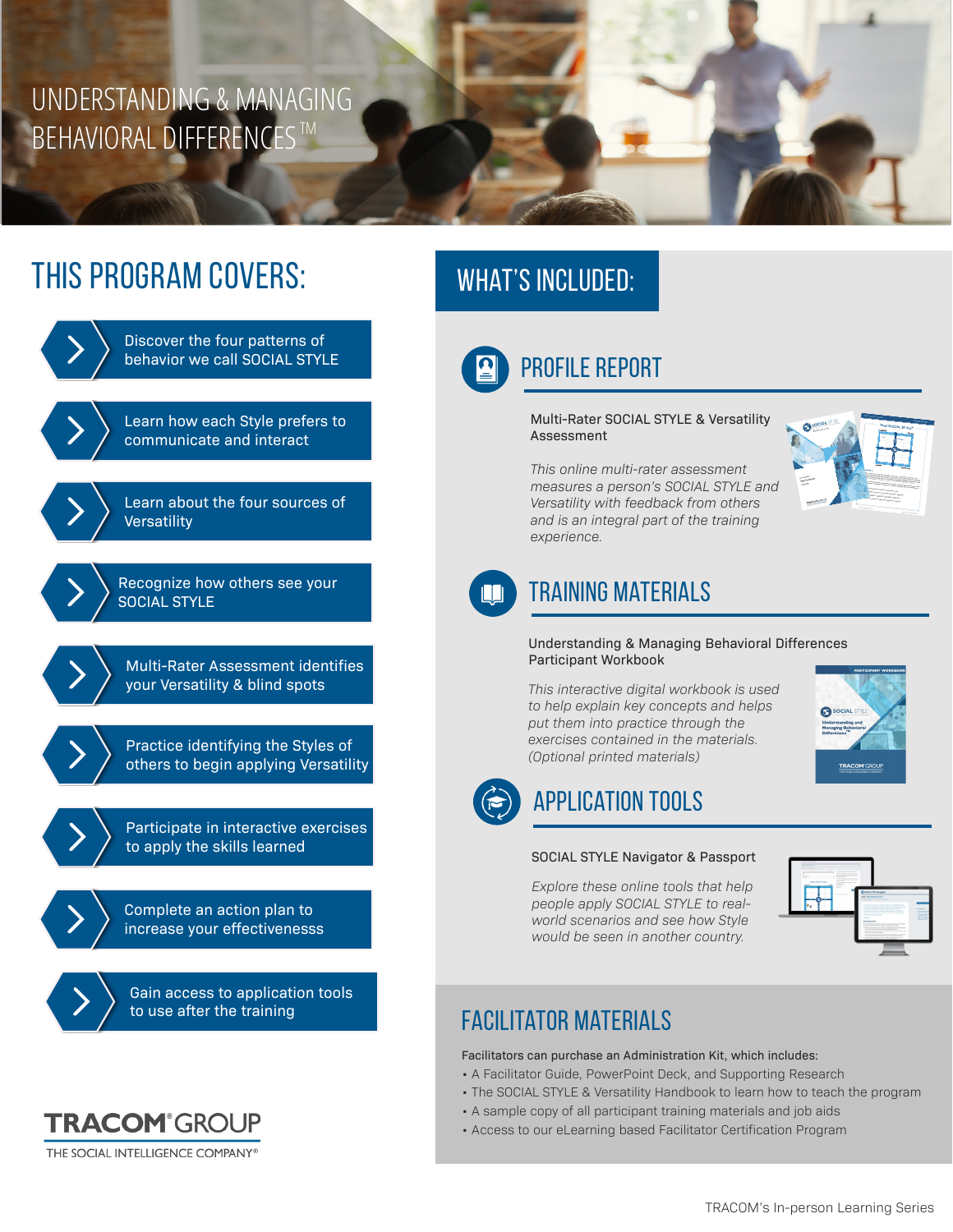# UNDERSTANDING & MANAGING BEHAVIORAL DIFFERENCES™

## THIS PROGRAM COVERS:

- Discover the four patterns of behavior we call SOCIAL STYLE
- Learn how each Style prefers to communicate and interact
- Learn about the four sources of Versatility
- Recognize how others see your SOCIAL STYLE
- Multi-Rater Assessment identifies your Versatility & blind spots
- Practice identifying the Styles of others to begin applying Versatility
- Participate in interactive exercises to apply the skills learned
- Complete an action plan to increase your effectivenesss
- Gain access to application tools to use after the training

TRACOM® GROUP
THE SOCIAL INTELLIGENCE COMPANY®

## WHAT'S INCLUDED:

### PROFILE REPORT

Multi-Rater SOCIAL STYLE & Versatility Assessment

*This online multi-rater assessment measures a person's SOCIAL STYLE and Versatility with feedback from others and is an integral part of the training experience.*

### TRAINING MATERIALS

Understanding & Managing Behavioral Differences Participant Workbook

*This interactive digital workbook is used to help explain key concepts and helps put them into practice through the exercises contained in the materials. (Optional printed materials)*

### APPLICATION TOOLS

SOCIAL STYLE Navigator & Passport

*Explore these online tools that help people apply SOCIAL STYLE to real-world scenarios and see how Style would be seen in another country.*

## FACILITATOR MATERIALS

Facilitators can purchase an Administration Kit, which includes:

- A Facilitator Guide, PowerPoint Deck, and Supporting Research
- The SOCIAL STYLE & Versatility Handbook to learn how to teach the program
- A sample copy of all participant training materials and job aids
- Access to our eLearning based Facilitator Certification Program